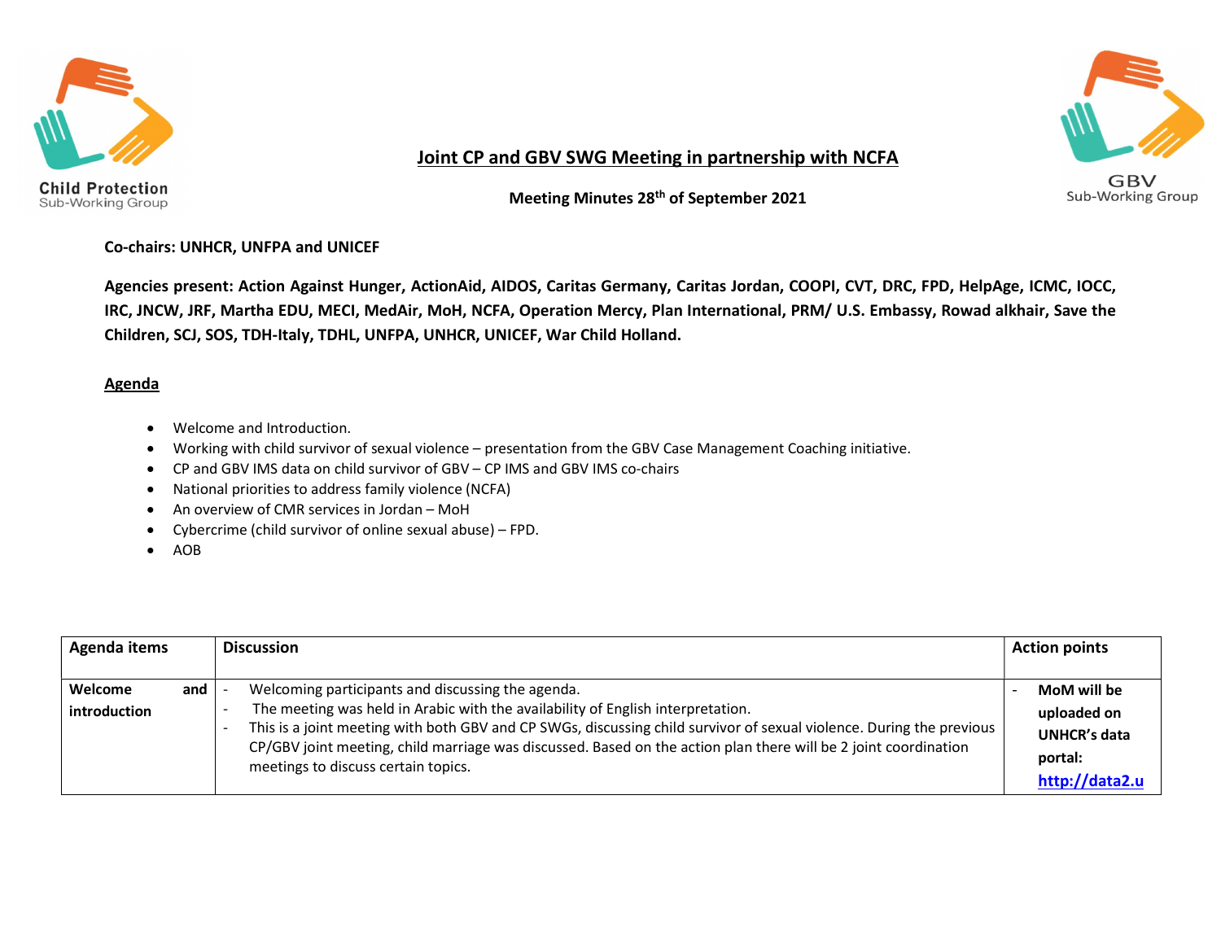Child Protection Sub-Working Group

GBV Sub-Working Group

# Joint CP and GBV SWG Meeting in partnership with NCFA

**Meeting Minutes 28th of September 2021**

**Co-chairs: UNHCR, UNFPA and UNICEF**

**Agencies present: Action Against Hunger, ActionAid, AIDOS, Caritas Germany, Caritas Jordan, COOPI, CVT, DRC, FPD, HelpAge, ICMC, IOCC, IRC, JNCW, JRF, Martha EDU, MECI, MedAir, MoH, NCFA, Operation Mercy, Plan International, PRM/ U.S. Embassy, Rowad alkhair, Save the Children, SCJ, SOS, TDH-Italy, TDHL, UNFPA, UNHCR, UNICEF, War Child Holland.**

## Agenda

- Welcome and Introduction.
- Working with child survivor of sexual violence – presentation from the GBV Case Management Coaching initiative.
- CP and GBV IMS data on child survivor of GBV – CP IMS and GBV IMS co-chairs
- National priorities to address family violence (NCFA)
- An overview of CMR services in Jordan – MoH
- Cybercrime (child survivor of online sexual abuse) – FPD.
- AOB

| Agenda items | Discussion | Action points |
| --- | --- | --- |
| **Welcome and introduction** | - Welcoming participants and discussing the agenda.<br>- The meeting was held in Arabic with the availability of English interpretation.<br>- This is a joint meeting with both GBV and CP SWGs, discussing child survivor of sexual violence. During the previous CP/GBV joint meeting, child marriage was discussed. Based on the action plan there will be 2 joint coordination meetings to discuss certain topics. | - **MoM will be uploaded on UNHCR's data portal: http://data2.u** |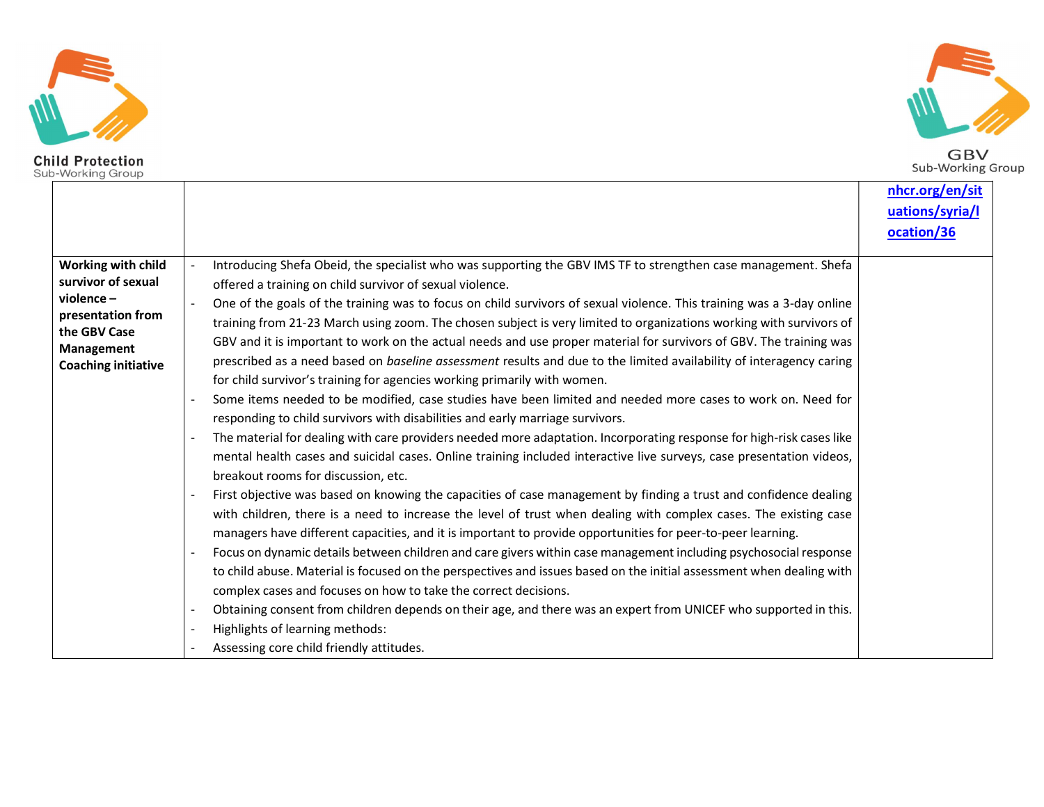| | | |
|---|---|---|
| | | nhcr.org/en/situations/syria/location/36 |
| **Working with child survivor of sexual violence – presentation from the GBV Case Management Coaching initiative** | - Introducing Shefa Obeid, the specialist who was supporting the GBV IMS TF to strengthen case management. Shefa offered a training on child survivor of sexual violence.<br>- One of the goals of the training was to focus on child survivors of sexual violence. This training was a 3-day online training from 21-23 March using zoom. The chosen subject is very limited to organizations working with survivors of GBV and it is important to work on the actual needs and use proper material for survivors of GBV. The training was prescribed as a need based on *baseline assessment* results and due to the limited availability of interagency caring for child survivor's training for agencies working primarily with women.<br>- Some items needed to be modified, case studies have been limited and needed more cases to work on. Need for responding to child survivors with disabilities and early marriage survivors.<br>- The material for dealing with care providers needed more adaptation. Incorporating response for high-risk cases like mental health cases and suicidal cases. Online training included interactive live surveys, case presentation videos, breakout rooms for discussion, etc.<br>- First objective was based on knowing the capacities of case management by finding a trust and confidence dealing with children, there is a need to increase the level of trust when dealing with complex cases. The existing case managers have different capacities, and it is important to provide opportunities for peer-to-peer learning.<br>- Focus on dynamic details between children and care givers within case management including psychosocial response to child abuse. Material is focused on the perspectives and issues based on the initial assessment when dealing with complex cases and focuses on how to take the correct decisions.<br>- Obtaining consent from children depends on their age, and there was an expert from UNICEF who supported in this.<br>- Highlights of learning methods:<br>- Assessing core child friendly attitudes. | |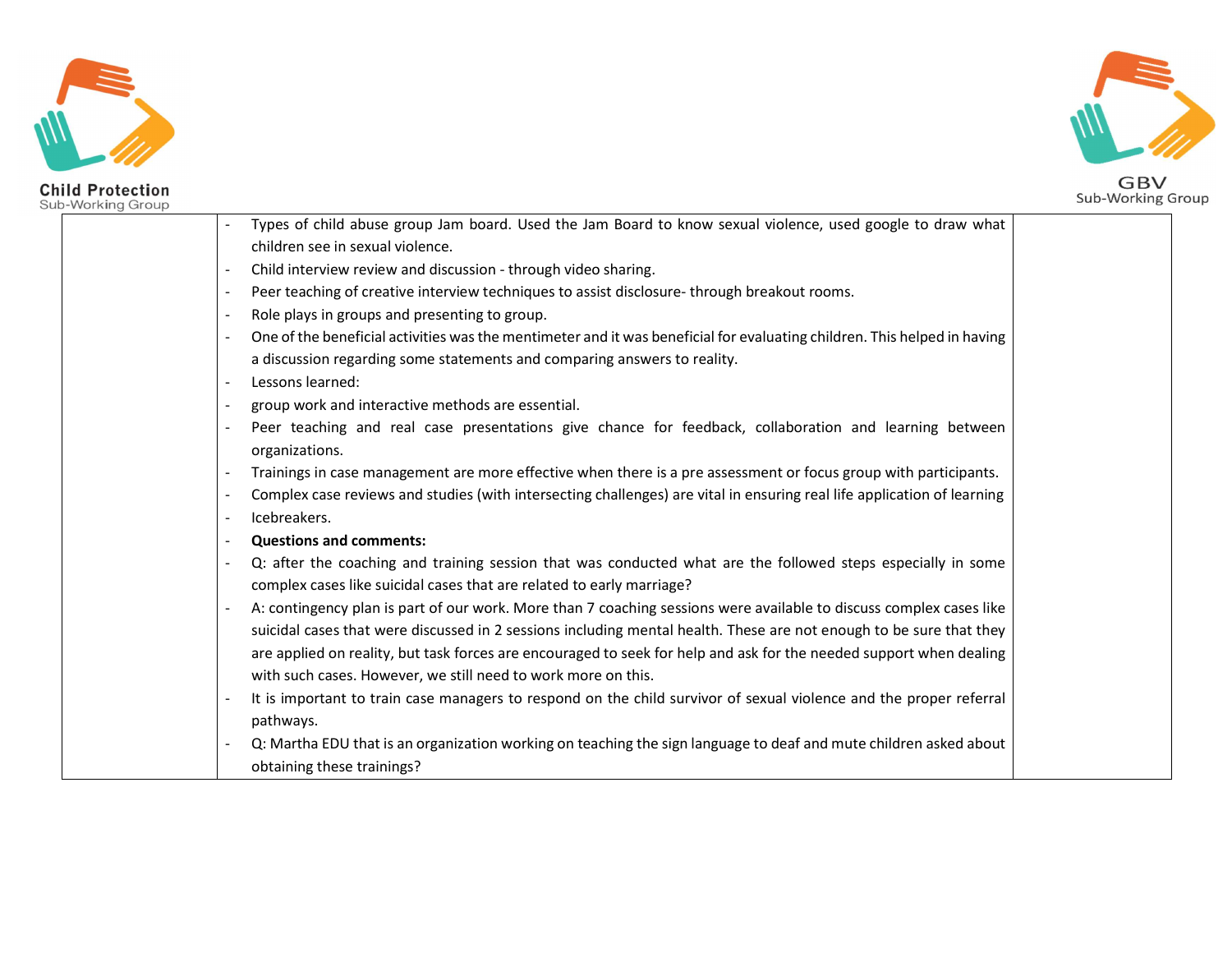| | | |
|---|---|---|
| | - Types of child abuse group Jam board. Used the Jam Board to know sexual violence, used google to draw what children see in sexual violence.<br>- Child interview review and discussion - through video sharing.<br>- Peer teaching of creative interview techniques to assist disclosure- through breakout rooms.<br>- Role plays in groups and presenting to group.<br>- One of the beneficial activities was the mentimeter and it was beneficial for evaluating children. This helped in having a discussion regarding some statements and comparing answers to reality.<br>- Lessons learned:<br>- group work and interactive methods are essential.<br>- Peer teaching and real case presentations give chance for feedback, collaboration and learning between organizations.<br>- Trainings in case management are more effective when there is a pre assessment or focus group with participants.<br>- Complex case reviews and studies (with intersecting challenges) are vital in ensuring real life application of learning<br>- Icebreakers.<br>- **Questions and comments:**<br>- Q: after the coaching and training session that was conducted what are the followed steps especially in some complex cases like suicidal cases that are related to early marriage?<br>- A: contingency plan is part of our work. More than 7 coaching sessions were available to discuss complex cases like suicidal cases that were discussed in 2 sessions including mental health. These are not enough to be sure that they are applied on reality, but task forces are encouraged to seek for help and ask for the needed support when dealing with such cases. However, we still need to work more on this.<br>- It is important to train case managers to respond on the child survivor of sexual violence and the proper referral pathways.<br>- Q: Martha EDU that is an organization working on teaching the sign language to deaf and mute children asked about obtaining these trainings? | |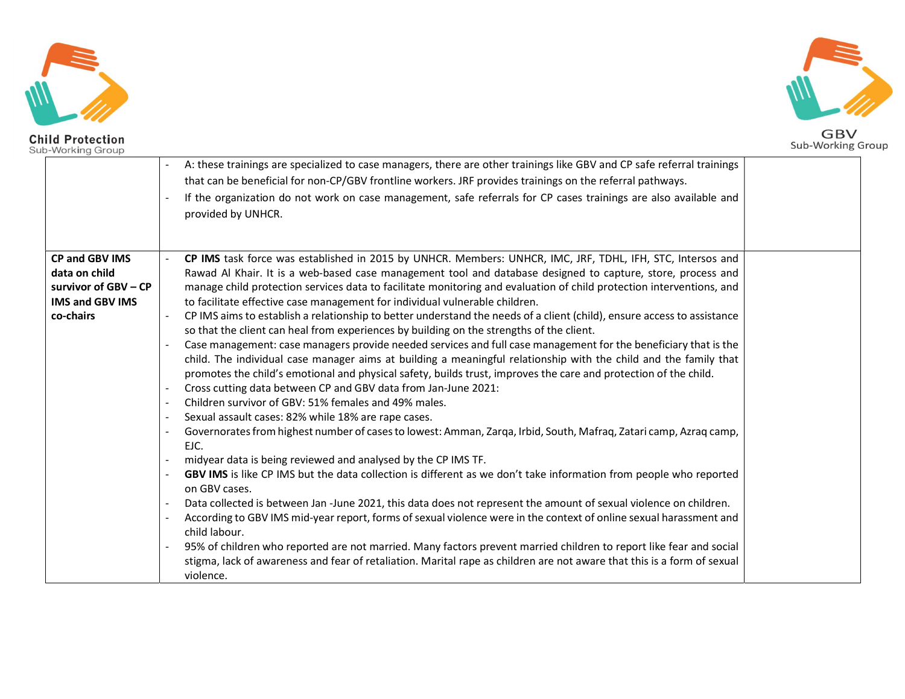| | | |
|---|---|---|
| | - A: these trainings are specialized to case managers, there are other trainings like GBV and CP safe referral trainings that can be beneficial for non-CP/GBV frontline workers. JRF provides trainings on the referral pathways.<br>- If the organization do not work on case management, safe referrals for CP cases trainings are also available and provided by UNHCR. | |
| **CP and GBV IMS data on child survivor of GBV – CP IMS and GBV IMS co-chairs** | - **CP IMS** task force was established in 2015 by UNHCR. Members: UNHCR, IMC, JRF, TDHL, IFH, STC, Intersos and Rawad Al Khair. It is a web-based case management tool and database designed to capture, store, process and manage child protection services data to facilitate monitoring and evaluation of child protection interventions, and to facilitate effective case management for individual vulnerable children.<br>- CP IMS aims to establish a relationship to better understand the needs of a client (child), ensure access to assistance so that the client can heal from experiences by building on the strengths of the client.<br>- Case management: case managers provide needed services and full case management for the beneficiary that is the child. The individual case manager aims at building a meaningful relationship with the child and the family that promotes the child's emotional and physical safety, builds trust, improves the care and protection of the child.<br>- Cross cutting data between CP and GBV data from Jan-June 2021:<br>- Children survivor of GBV: 51% females and 49% males.<br>- Sexual assault cases: 82% while 18% are rape cases.<br>- Governorates from highest number of cases to lowest: Amman, Zarqa, Irbid, South, Mafraq, Zatari camp, Azraq camp, EJC.<br>- midyear data is being reviewed and analysed by the CP IMS TF.<br>- **GBV IMS** is like CP IMS but the data collection is different as we don't take information from people who reported on GBV cases.<br>- Data collected is between Jan -June 2021, this data does not represent the amount of sexual violence on children.<br>- According to GBV IMS mid-year report, forms of sexual violence were in the context of online sexual harassment and child labour.<br>- 95% of children who reported are not married. Many factors prevent married children to report like fear and social stigma, lack of awareness and fear of retaliation. Marital rape as children are not aware that this is a form of sexual violence. | |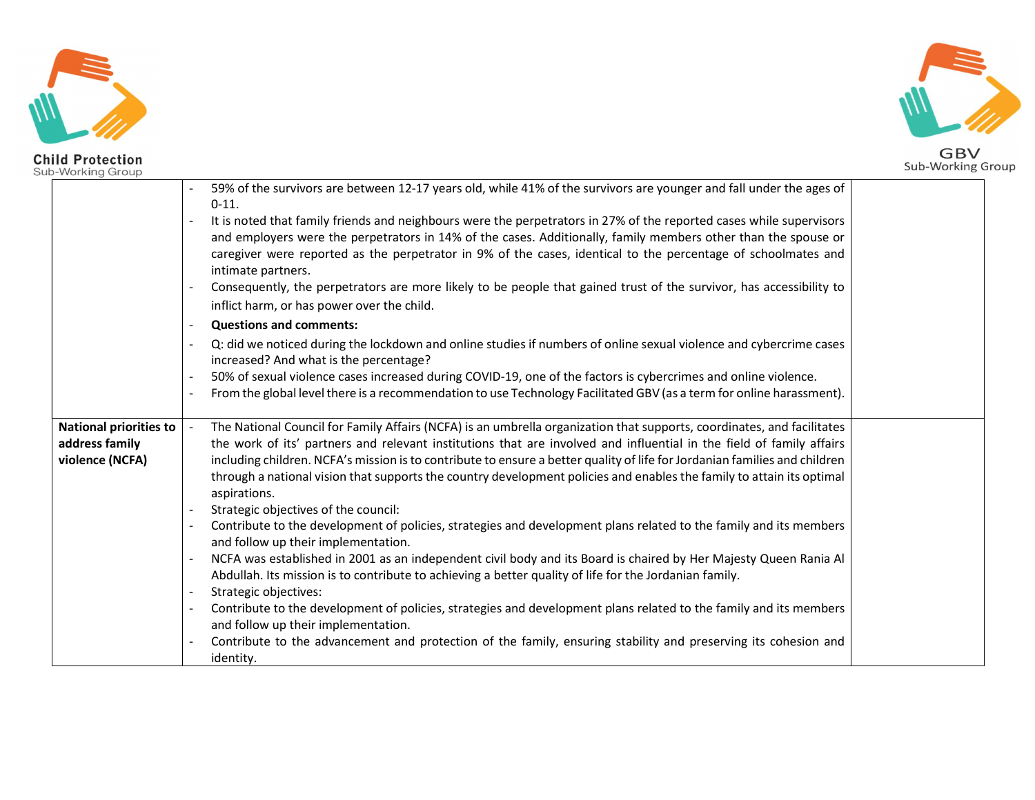|  |  |  |
| --- | --- | --- |
|  | - 59% of the survivors are between 12-17 years old, while 41% of the survivors are younger and fall under the ages of 0-11.<br>- It is noted that family friends and neighbours were the perpetrators in 27% of the reported cases while supervisors and employers were the perpetrators in 14% of the cases. Additionally, family members other than the spouse or caregiver were reported as the perpetrator in 9% of the cases, identical to the percentage of schoolmates and intimate partners.<br>- Consequently, the perpetrators are more likely to be people that gained trust of the survivor, has accessibility to inflict harm, or has power over the child.<br>- **Questions and comments:**<br>- Q: did we noticed during the lockdown and online studies if numbers of online sexual violence and cybercrime cases increased? And what is the percentage?<br>- 50% of sexual violence cases increased during COVID-19, one of the factors is cybercrimes and online violence.<br>- From the global level there is a recommendation to use Technology Facilitated GBV (as a term for online harassment). |  |
| **National priorities to address family violence (NCFA)** | - The National Council for Family Affairs (NCFA) is an umbrella organization that supports, coordinates, and facilitates the work of its' partners and relevant institutions that are involved and influential in the field of family affairs including children. NCFA's mission is to contribute to ensure a better quality of life for Jordanian families and children through a national vision that supports the country development policies and enables the family to attain its optimal aspirations.<br>- Strategic objectives of the council:<br>- Contribute to the development of policies, strategies and development plans related to the family and its members and follow up their implementation.<br>- NCFA was established in 2001 as an independent civil body and its Board is chaired by Her Majesty Queen Rania Al Abdullah. Its mission is to contribute to achieving a better quality of life for the Jordanian family.<br>- Strategic objectives:<br>- Contribute to the development of policies, strategies and development plans related to the family and its members and follow up their implementation.<br>- Contribute to the advancement and protection of the family, ensuring stability and preserving its cohesion and identity. |  |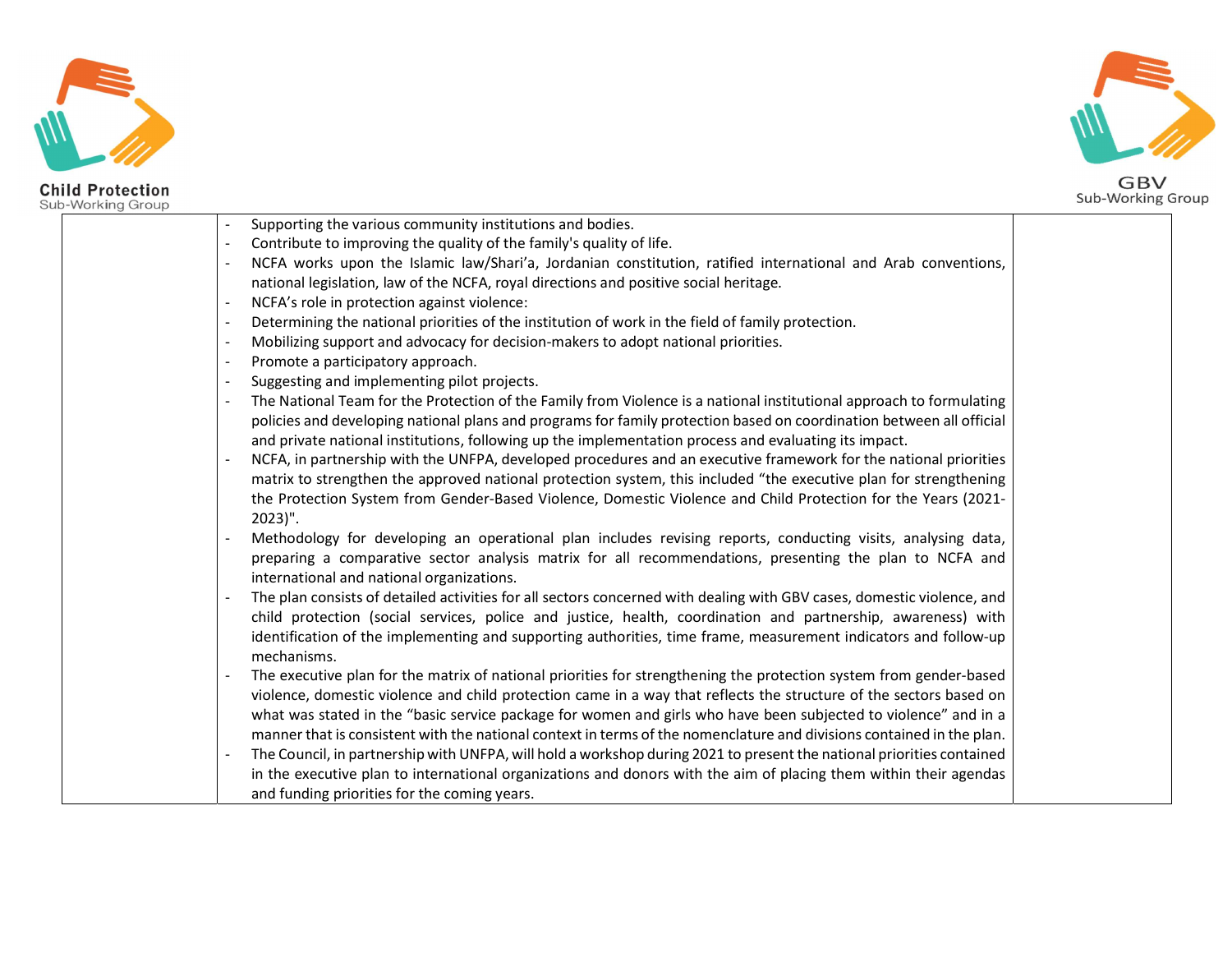| | | |
|---|---|---|
| | - Supporting the various community institutions and bodies.<br>- Contribute to improving the quality of the family's quality of life.<br>- NCFA works upon the Islamic law/Shari'a, Jordanian constitution, ratified international and Arab conventions, national legislation, law of the NCFA, royal directions and positive social heritage.<br>- NCFA's role in protection against violence:<br>- Determining the national priorities of the institution of work in the field of family protection.<br>- Mobilizing support and advocacy for decision-makers to adopt national priorities.<br>- Promote a participatory approach.<br>- Suggesting and implementing pilot projects.<br>- The National Team for the Protection of the Family from Violence is a national institutional approach to formulating policies and developing national plans and programs for family protection based on coordination between all official and private national institutions, following up the implementation process and evaluating its impact.<br>- NCFA, in partnership with the UNFPA, developed procedures and an executive framework for the national priorities matrix to strengthen the approved national protection system, this included "the executive plan for strengthening the Protection System from Gender-Based Violence, Domestic Violence and Child Protection for the Years (2021-2023)".<br>- Methodology for developing an operational plan includes revising reports, conducting visits, analysing data, preparing a comparative sector analysis matrix for all recommendations, presenting the plan to NCFA and international and national organizations.<br>- The plan consists of detailed activities for all sectors concerned with dealing with GBV cases, domestic violence, and child protection (social services, police and justice, health, coordination and partnership, awareness) with identification of the implementing and supporting authorities, time frame, measurement indicators and follow-up mechanisms.<br>- The executive plan for the matrix of national priorities for strengthening the protection system from gender-based violence, domestic violence and child protection came in a way that reflects the structure of the sectors based on what was stated in the "basic service package for women and girls who have been subjected to violence" and in a manner that is consistent with the national context in terms of the nomenclature and divisions contained in the plan.<br>- The Council, in partnership with UNFPA, will hold a workshop during 2021 to present the national priorities contained in the executive plan to international organizations and donors with the aim of placing them within their agendas and funding priorities for the coming years. | |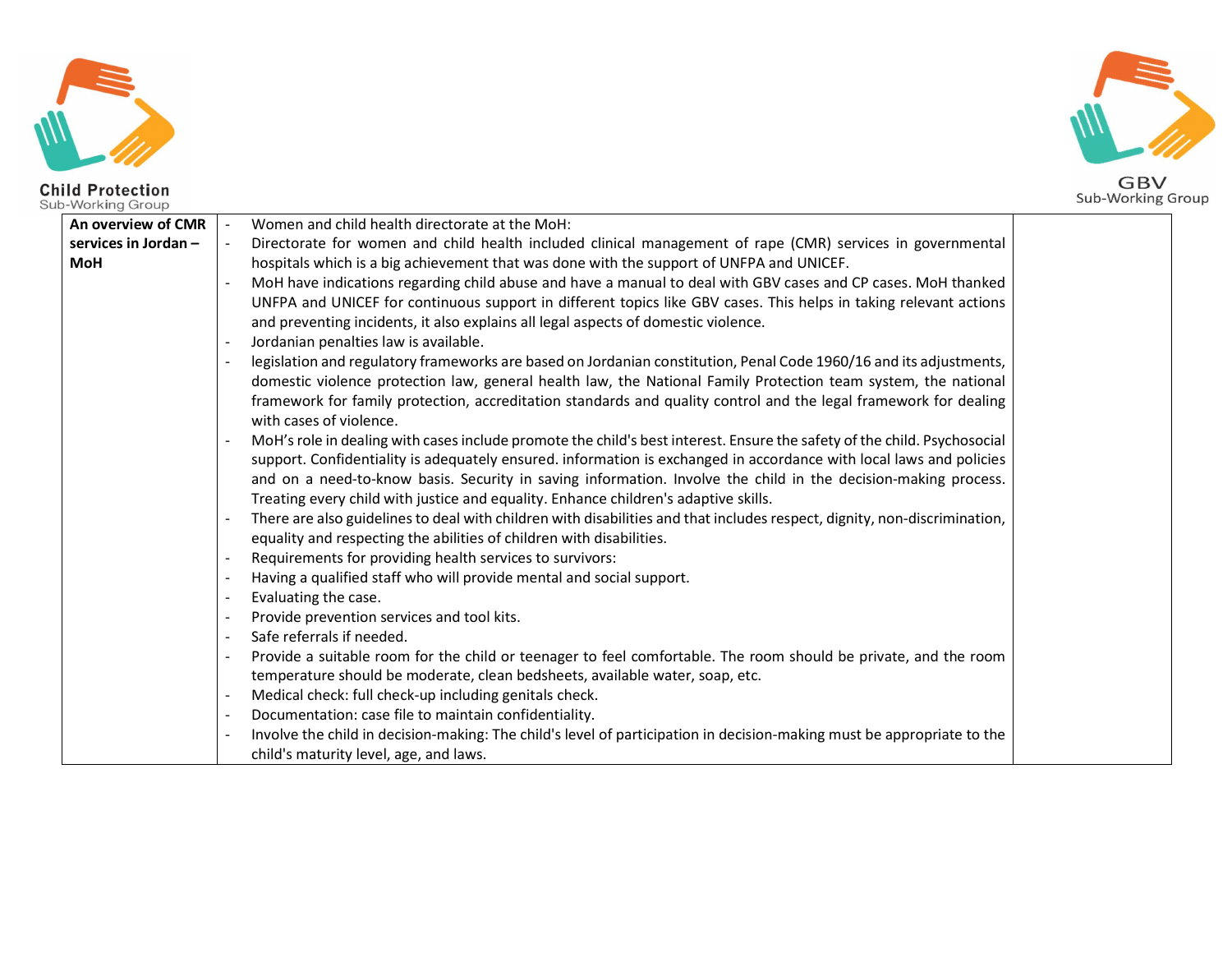| An overview of CMR services in Jordan – MoH | - Women and child health directorate at the MoH:<br>- Directorate for women and child health included clinical management of rape (CMR) services in governmental hospitals which is a big achievement that was done with the support of UNFPA and UNICEF.<br>- MoH have indications regarding child abuse and have a manual to deal with GBV cases and CP cases. MoH thanked UNFPA and UNICEF for continuous support in different topics like GBV cases. This helps in taking relevant actions and preventing incidents, it also explains all legal aspects of domestic violence.<br>- Jordanian penalties law is available.<br>- legislation and regulatory frameworks are based on Jordanian constitution, Penal Code 1960/16 and its adjustments, domestic violence protection law, general health law, the National Family Protection team system, the national framework for family protection, accreditation standards and quality control and the legal framework for dealing with cases of violence.<br>- MoH's role in dealing with cases include promote the child's best interest. Ensure the safety of the child. Psychosocial support. Confidentiality is adequately ensured. information is exchanged in accordance with local laws and policies and on a need-to-know basis. Security in saving information. Involve the child in the decision-making process. Treating every child with justice and equality. Enhance children's adaptive skills.<br>- There are also guidelines to deal with children with disabilities and that includes respect, dignity, non-discrimination, equality and respecting the abilities of children with disabilities.<br>- Requirements for providing health services to survivors:<br>- Having a qualified staff who will provide mental and social support.<br>- Evaluating the case.<br>- Provide prevention services and tool kits.<br>- Safe referrals if needed.<br>- Provide a suitable room for the child or teenager to feel comfortable. The room should be private, and the room temperature should be moderate, clean bedsheets, available water, soap, etc.<br>- Medical check: full check-up including genitals check.<br>- Documentation: case file to maintain confidentiality.<br>- Involve the child in decision-making: The child's level of participation in decision-making must be appropriate to the child's maturity level, age, and laws. | |
|---|---|---|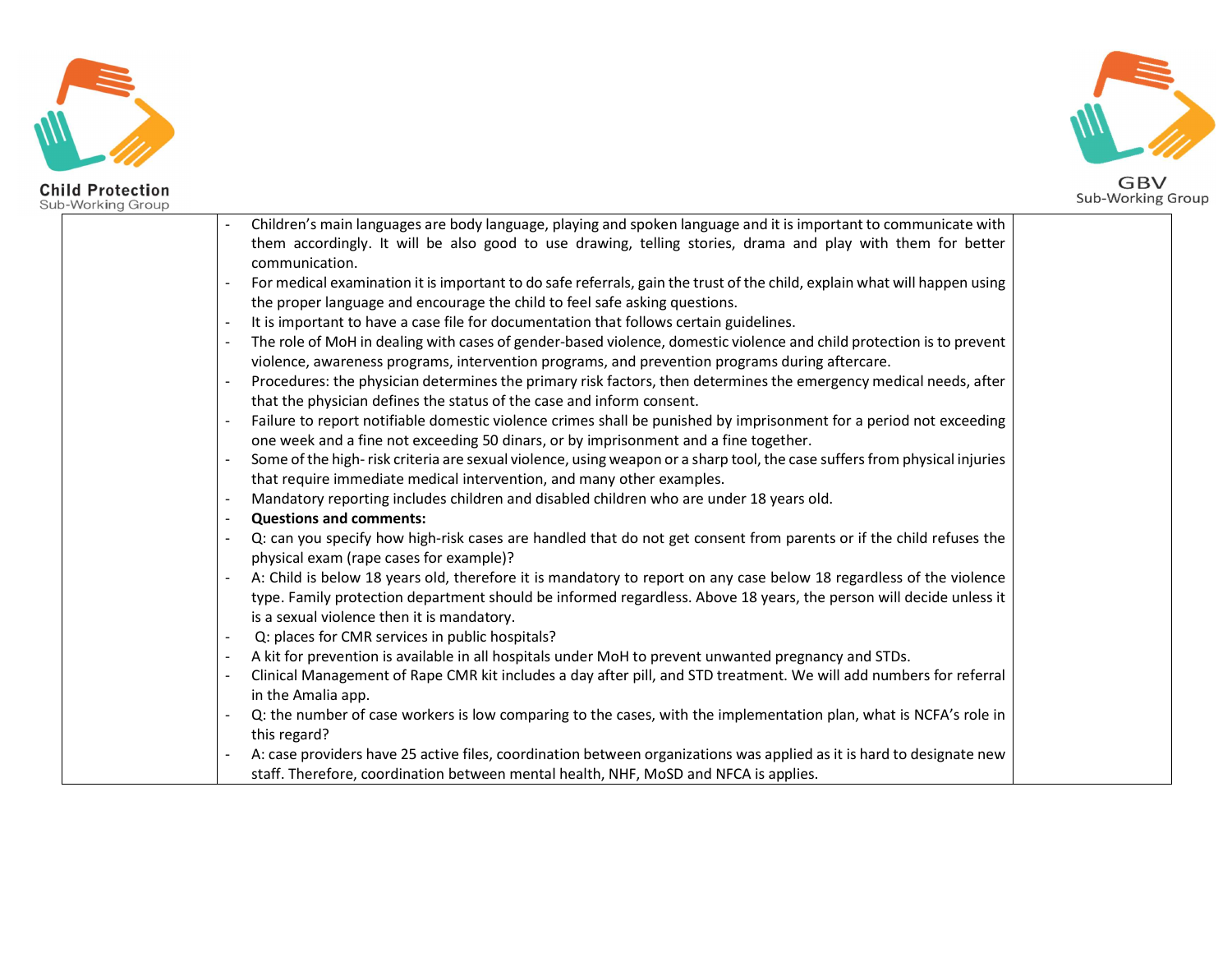| | | |
|---|---|---|
| | - Children's main languages are body language, playing and spoken language and it is important to communicate with them accordingly. It will be also good to use drawing, telling stories, drama and play with them for better communication.<br>- For medical examination it is important to do safe referrals, gain the trust of the child, explain what will happen using the proper language and encourage the child to feel safe asking questions.<br>- It is important to have a case file for documentation that follows certain guidelines.<br>- The role of MoH in dealing with cases of gender-based violence, domestic violence and child protection is to prevent violence, awareness programs, intervention programs, and prevention programs during aftercare.<br>- Procedures: the physician determines the primary risk factors, then determines the emergency medical needs, after that the physician defines the status of the case and inform consent.<br>- Failure to report notifiable domestic violence crimes shall be punished by imprisonment for a period not exceeding one week and a fine not exceeding 50 dinars, or by imprisonment and a fine together.<br>- Some of the high- risk criteria are sexual violence, using weapon or a sharp tool, the case suffers from physical injuries that require immediate medical intervention, and many other examples.<br>- Mandatory reporting includes children and disabled children who are under 18 years old.<br>- **Questions and comments:**<br>- Q: can you specify how high-risk cases are handled that do not get consent from parents or if the child refuses the physical exam (rape cases for example)?<br>- A: Child is below 18 years old, therefore it is mandatory to report on any case below 18 regardless of the violence type. Family protection department should be informed regardless. Above 18 years, the person will decide unless it is a sexual violence then it is mandatory.<br>- Q: places for CMR services in public hospitals?<br>- A kit for prevention is available in all hospitals under MoH to prevent unwanted pregnancy and STDs.<br>- Clinical Management of Rape CMR kit includes a day after pill, and STD treatment. We will add numbers for referral in the Amalia app.<br>- Q: the number of case workers is low comparing to the cases, with the implementation plan, what is NCFA's role in this regard?<br>- A: case providers have 25 active files, coordination between organizations was applied as it is hard to designate new staff. Therefore, coordination between mental health, NHF, MoSD and NFCA is applies. | |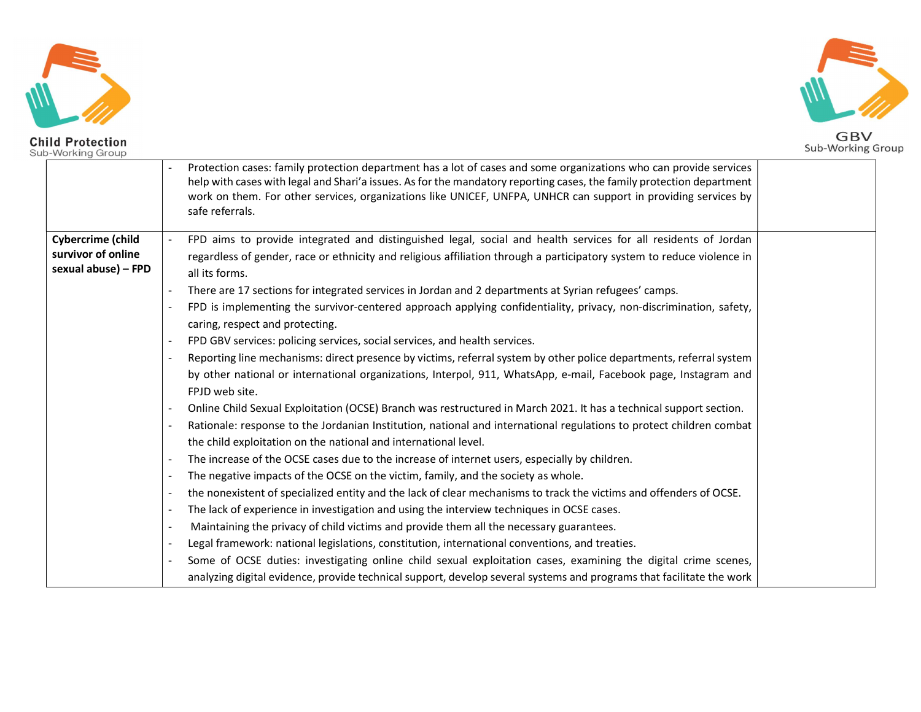| | | |
|---|---|---|
| | - Protection cases: family protection department has a lot of cases and some organizations who can provide services help with cases with legal and Shari'a issues. As for the mandatory reporting cases, the family protection department work on them. For other services, organizations like UNICEF, UNFPA, UNHCR can support in providing services by safe referrals. | |
| **Cybercrime (child survivor of online sexual abuse) – FPD** | - FPD aims to provide integrated and distinguished legal, social and health services for all residents of Jordan regardless of gender, race or ethnicity and religious affiliation through a participatory system to reduce violence in all its forms.<br>- There are 17 sections for integrated services in Jordan and 2 departments at Syrian refugees' camps.<br>- FPD is implementing the survivor-centered approach applying confidentiality, privacy, non-discrimination, safety, caring, respect and protecting.<br>- FPD GBV services: policing services, social services, and health services.<br>- Reporting line mechanisms: direct presence by victims, referral system by other police departments, referral system by other national or international organizations, Interpol, 911, WhatsApp, e-mail, Facebook page, Instagram and FPJD web site.<br>- Online Child Sexual Exploitation (OCSE) Branch was restructured in March 2021. It has a technical support section.<br>- Rationale: response to the Jordanian Institution, national and international regulations to protect children combat the child exploitation on the national and international level.<br>- The increase of the OCSE cases due to the increase of internet users, especially by children.<br>- The negative impacts of the OCSE on the victim, family, and the society as whole.<br>- the nonexistent of specialized entity and the lack of clear mechanisms to track the victims and offenders of OCSE.<br>- The lack of experience in investigation and using the interview techniques in OCSE cases.<br>- Maintaining the privacy of child victims and provide them all the necessary guarantees.<br>- Legal framework: national legislations, constitution, international conventions, and treaties.<br>- Some of OCSE duties: investigating online child sexual exploitation cases, examining the digital crime scenes, analyzing digital evidence, provide technical support, develop several systems and programs that facilitate the work | |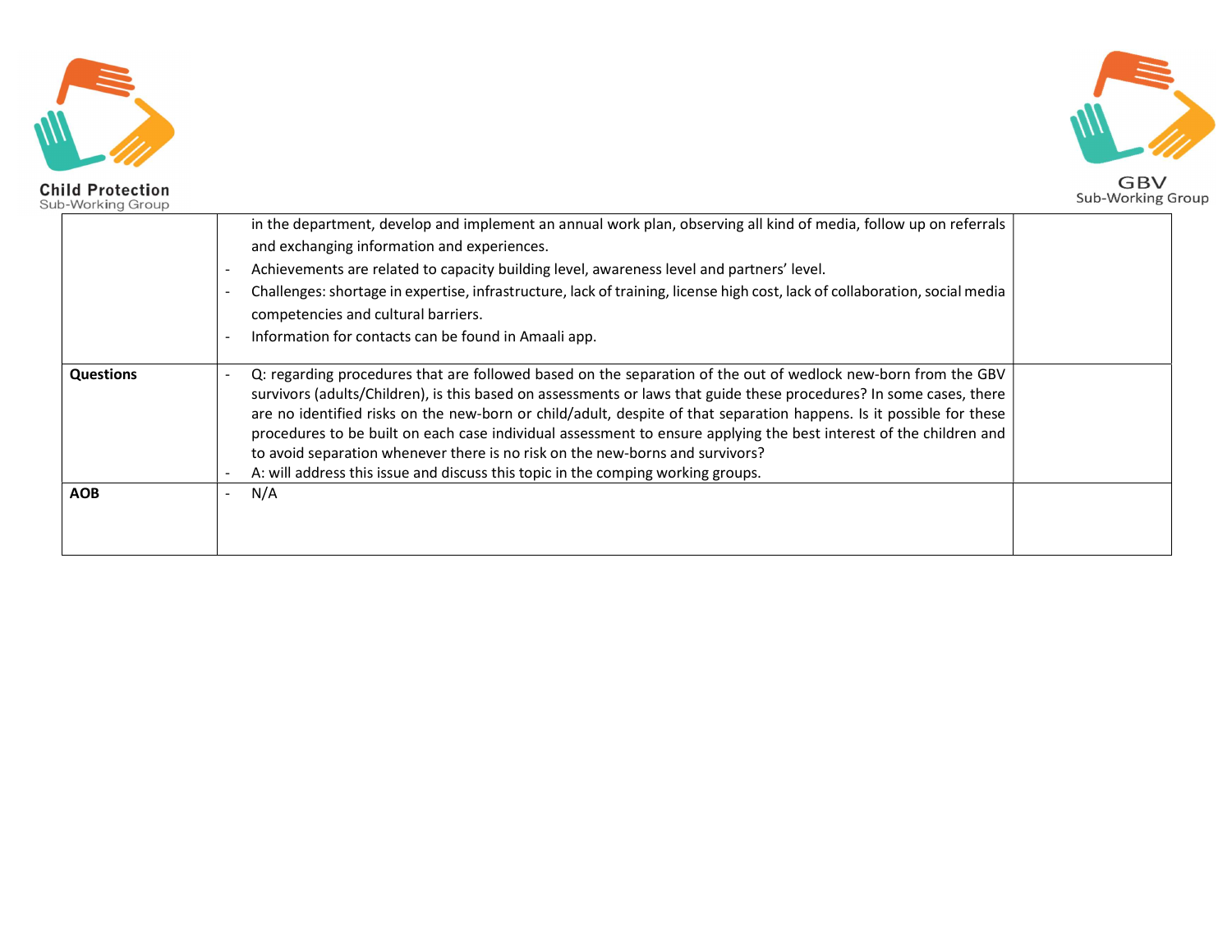| | | |
|---|---|---|
| | in the department, develop and implement an annual work plan, observing all kind of media, follow up on referrals and exchanging information and experiences.<br>- Achievements are related to capacity building level, awareness level and partners' level.<br>- Challenges: shortage in expertise, infrastructure, lack of training, license high cost, lack of collaboration, social media competencies and cultural barriers.<br>- Information for contacts can be found in Amaali app. | |
| **Questions** | - Q: regarding procedures that are followed based on the separation of the out of wedlock new-born from the GBV survivors (adults/Children), is this based on assessments or laws that guide these procedures? In some cases, there are no identified risks on the new-born or child/adult, despite of that separation happens. Is it possible for these procedures to be built on each case individual assessment to ensure applying the best interest of the children and to avoid separation whenever there is no risk on the new-borns and survivors?<br>- A: will address this issue and discuss this topic in the comping working groups. | |
| **AOB** | - N/A | |